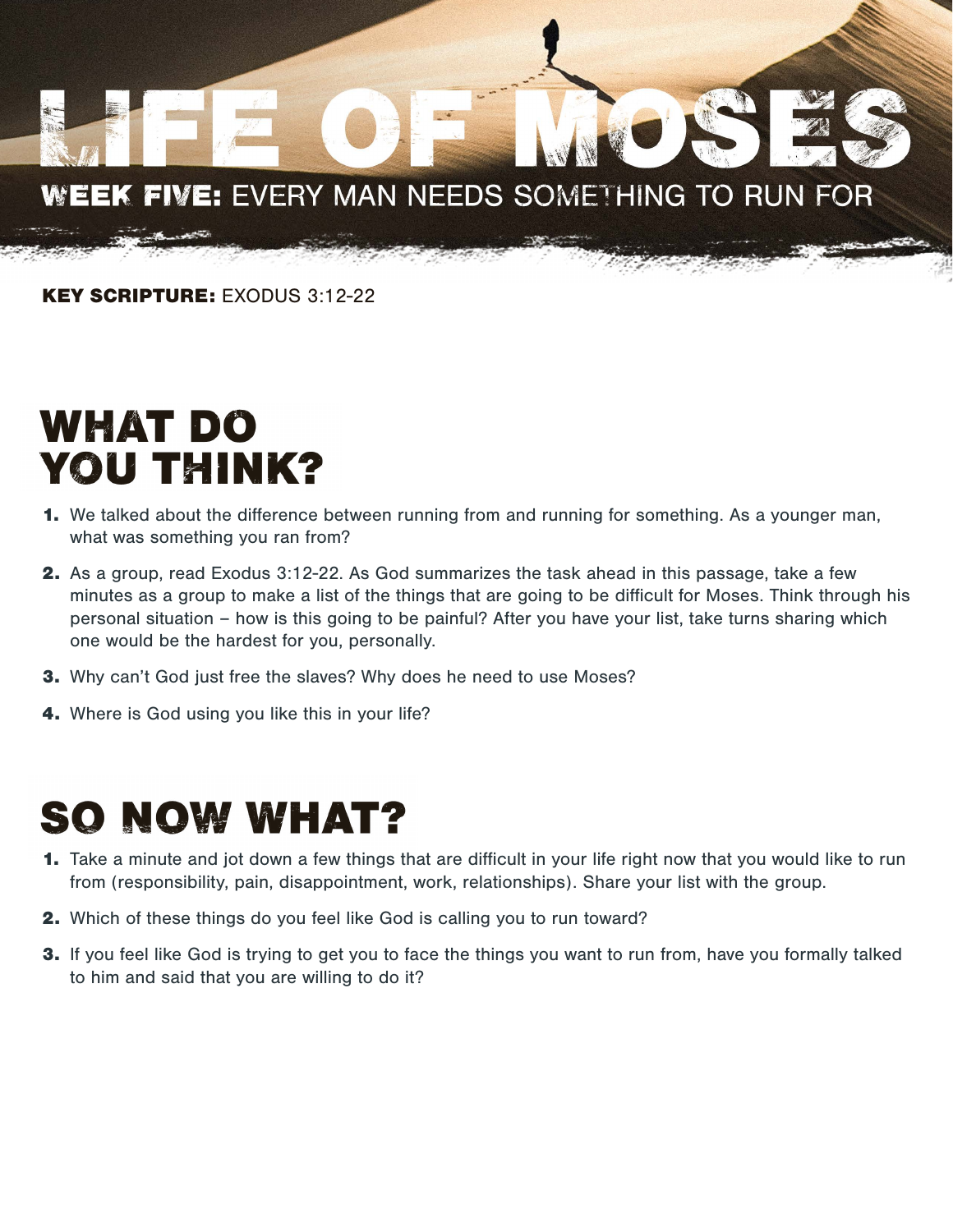# LIFE OF MOSES

## WEEK FIVE: EVERY MAN NEEDS SOMETHING TO RUN FOR

**KEY SCRIPTURE:** EXODUS 3:12-22

## WHAT DO YOU THINK?

1. We talked about the difference between running from and running for something. As a younger man, what was something you ran from?
2. As a group, read Exodus 3:12-22. As God summarizes the task ahead in this passage, take a few minutes as a group to make a list of the things that are going to be difficult for Moses. Think through his personal situation – how is this going to be painful? After you have your list, take turns sharing which one would be the hardest for you, personally.
3. Why can't God just free the slaves? Why does he need to use Moses?
4. Where is God using you like this in your life?

## SO NOW WHAT?

1. Take a minute and jot down a few things that are difficult in your life right now that you would like to run from (responsibility, pain, disappointment, work, relationships). Share your list with the group.
2. Which of these things do you feel like God is calling you to run toward?
3. If you feel like God is trying to get you to face the things you want to run from, have you formally talked to him and said that you are willing to do it?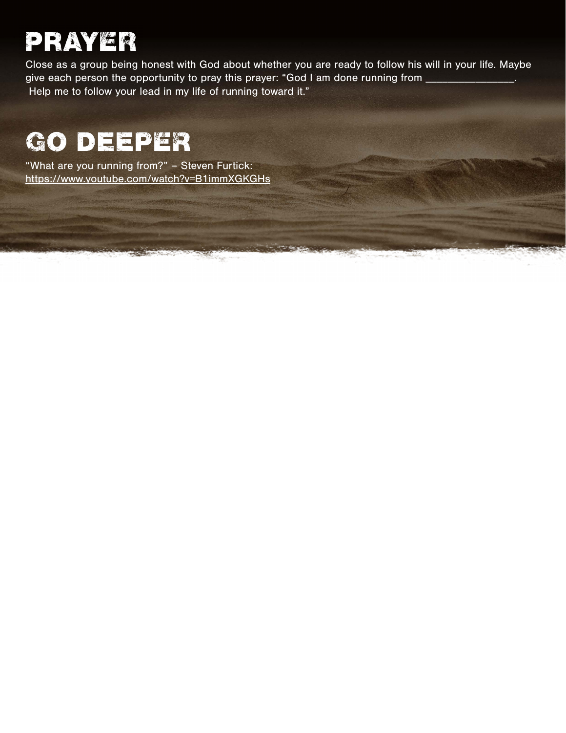# PRAYER

Close as a group being honest with God about whether you are ready to follow his will in your life. Maybe give each person the opportunity to pray this prayer: "God I am done running from _______________. Help me to follow your lead in my life of running toward it."

# GO DEEPER

"What are you running from?" – Steven Furtick:
https://www.youtube.com/watch?v=B1immXGKGHs